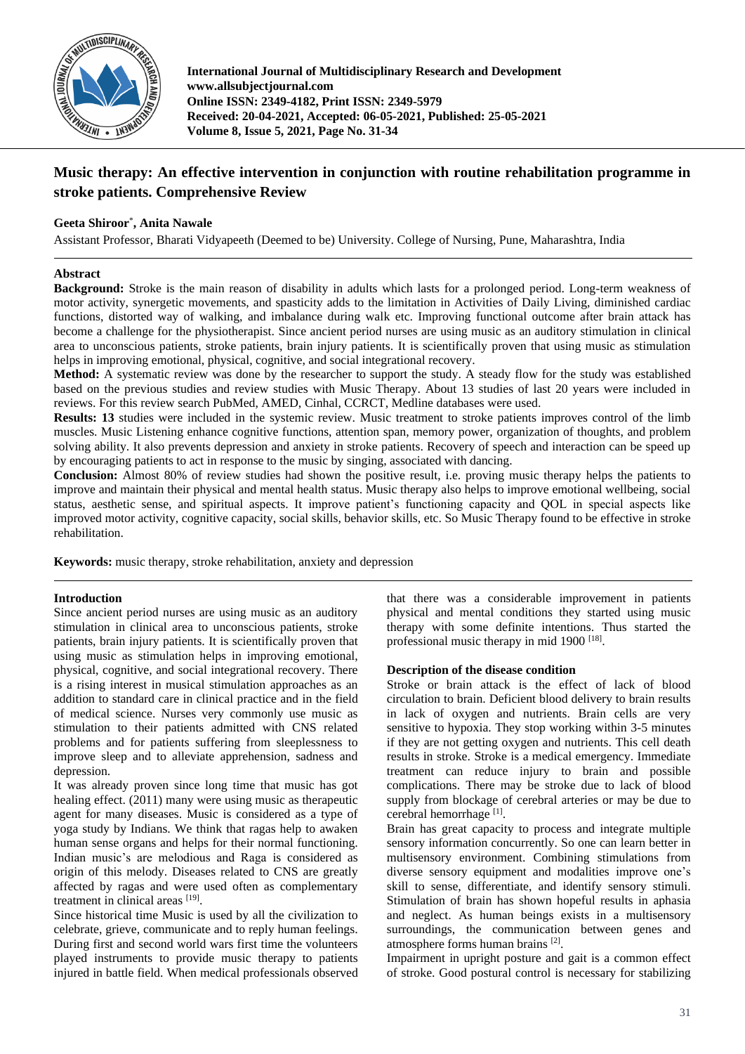International Journal of Multidisciplinary Research and Development
www.allsubjectjournal.com
Online ISSN: 2349-4182, Print ISSN: 2349-5979
Received: 20-04-2021, Accepted: 06-05-2021, Published: 25-05-2021
Volume 8, Issue 5, 2021, Page No. 31-34

# Music therapy: An effective intervention in conjunction with routine rehabilitation programme in stroke patients. Comprehensive Review

**Geeta Shiroor\*, Anita Nawale**

Assistant Professor, Bharati Vidyapeeth (Deemed to be) University. College of Nursing, Pune, Maharashtra, India

## Abstract

**Background:** Stroke is the main reason of disability in adults which lasts for a prolonged period. Long-term weakness of motor activity, synergetic movements, and spasticity adds to the limitation in Activities of Daily Living, diminished cardiac functions, distorted way of walking, and imbalance during walk etc. Improving functional outcome after brain attack has become a challenge for the physiotherapist. Since ancient period nurses are using music as an auditory stimulation in clinical area to unconscious patients, stroke patients, brain injury patients. It is scientifically proven that using music as stimulation helps in improving emotional, physical, cognitive, and social integrational recovery.

**Method:** A systematic review was done by the researcher to support the study. A steady flow for the study was established based on the previous studies and review studies with Music Therapy. About 13 studies of last 20 years were included in reviews. For this review search PubMed, AMED, Cinhal, CCRCT, Medline databases were used.

**Results: 13** studies were included in the systemic review. Music treatment to stroke patients improves control of the limb muscles. Music Listening enhance cognitive functions, attention span, memory power, organization of thoughts, and problem solving ability. It also prevents depression and anxiety in stroke patients. Recovery of speech and interaction can be speed up by encouraging patients to act in response to the music by singing, associated with dancing.

**Conclusion:** Almost 80% of review studies had shown the positive result, i.e. proving music therapy helps the patients to improve and maintain their physical and mental health status. Music therapy also helps to improve emotional wellbeing, social status, aesthetic sense, and spiritual aspects. It improve patient's functioning capacity and QOL in special aspects like improved motor activity, cognitive capacity, social skills, behavior skills, etc. So Music Therapy found to be effective in stroke rehabilitation.

**Keywords:** music therapy, stroke rehabilitation, anxiety and depression

## Introduction

Since ancient period nurses are using music as an auditory stimulation in clinical area to unconscious patients, stroke patients, brain injury patients. It is scientifically proven that using music as stimulation helps in improving emotional, physical, cognitive, and social integrational recovery. There is a rising interest in musical stimulation approaches as an addition to standard care in clinical practice and in the field of medical science. Nurses very commonly use music as stimulation to their patients admitted with CNS related problems and for patients suffering from sleeplessness to improve sleep and to alleviate apprehension, sadness and depression.

It was already proven since long time that music has got healing effect. (2011) many were using music as therapeutic agent for many diseases. Music is considered as a type of yoga study by Indians. We think that ragas help to awaken human sense organs and helps for their normal functioning. Indian music's are melodious and Raga is considered as origin of this melody. Diseases related to CNS are greatly affected by ragas and were used often as complementary treatment in clinical areas [19].

Since historical time Music is used by all the civilization to celebrate, grieve, communicate and to reply human feelings. During first and second world wars first time the volunteers played instruments to provide music therapy to patients injured in battle field. When medical professionals observed that there was a considerable improvement in patients physical and mental conditions they started using music therapy with some definite intentions. Thus started the professional music therapy in mid 1900 [18].

### Description of the disease condition

Stroke or brain attack is the effect of lack of blood circulation to brain. Deficient blood delivery to brain results in lack of oxygen and nutrients. Brain cells are very sensitive to hypoxia. They stop working within 3-5 minutes if they are not getting oxygen and nutrients. This cell death results in stroke. Stroke is a medical emergency. Immediate treatment can reduce injury to brain and possible complications. There may be stroke due to lack of blood supply from blockage of cerebral arteries or may be due to cerebral hemorrhage [1].

Brain has great capacity to process and integrate multiple sensory information concurrently. So one can learn better in multisensory environment. Combining stimulations from diverse sensory equipment and modalities improve one's skill to sense, differentiate, and identify sensory stimuli. Stimulation of brain has shown hopeful results in aphasia and neglect. As human beings exists in a multisensory surroundings, the communication between genes and atmosphere forms human brains [2].

Impairment in upright posture and gait is a common effect of stroke. Good postural control is necessary for stabilizing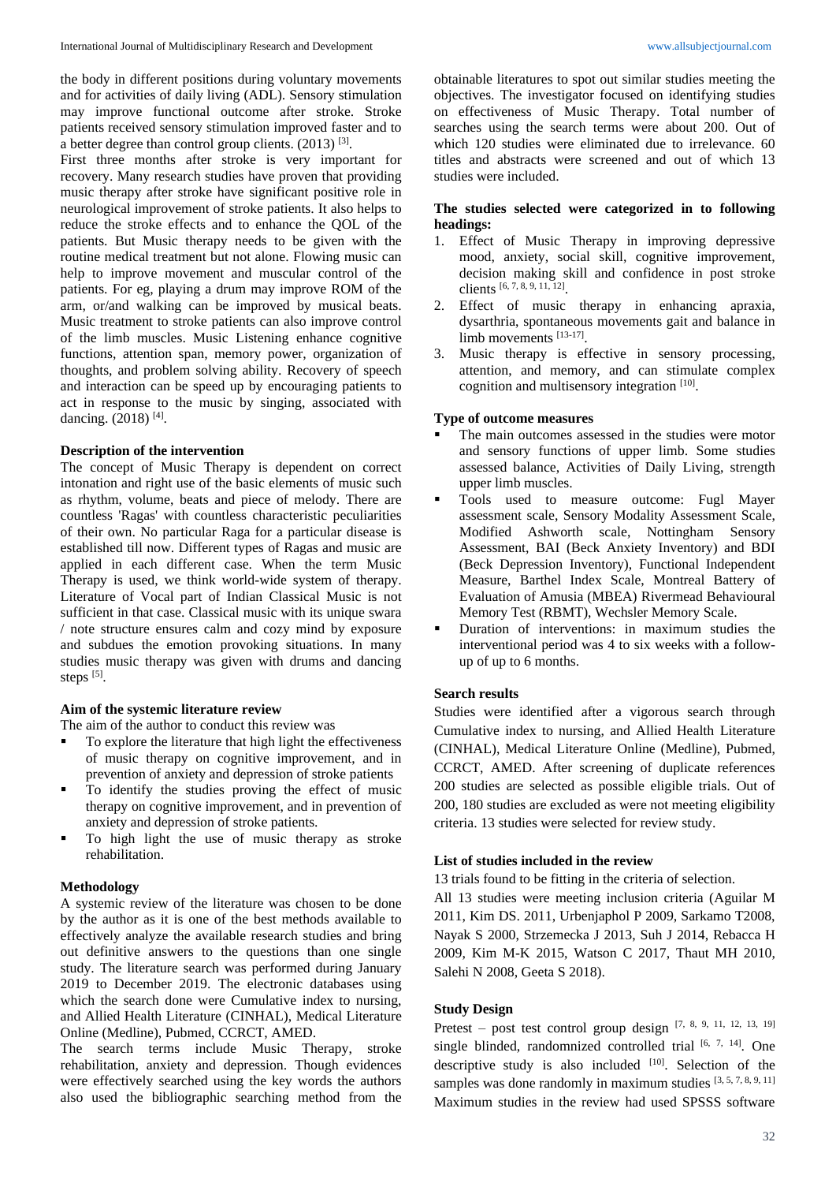the body in different positions during voluntary movements and for activities of daily living (ADL). Sensory stimulation may improve functional outcome after stroke. Stroke patients received sensory stimulation improved faster and to a better degree than control group clients. (2013) [3].

First three months after stroke is very important for recovery. Many research studies have proven that providing music therapy after stroke have significant positive role in neurological improvement of stroke patients. It also helps to reduce the stroke effects and to enhance the QOL of the patients. But Music therapy needs to be given with the routine medical treatment but not alone. Flowing music can help to improve movement and muscular control of the patients. For eg, playing a drum may improve ROM of the arm, or/and walking can be improved by musical beats. Music treatment to stroke patients can also improve control of the limb muscles. Music Listening enhance cognitive functions, attention span, memory power, organization of thoughts, and problem solving ability. Recovery of speech and interaction can be speed up by encouraging patients to act in response to the music by singing, associated with dancing. (2018) [4].

**Description of the intervention**

The concept of Music Therapy is dependent on correct intonation and right use of the basic elements of music such as rhythm, volume, beats and piece of melody. There are countless 'Ragas' with countless characteristic peculiarities of their own. No particular Raga for a particular disease is established till now. Different types of Ragas and music are applied in each different case. When the term Music Therapy is used, we think world-wide system of therapy. Literature of Vocal part of Indian Classical Music is not sufficient in that case. Classical music with its unique swara / note structure ensures calm and cozy mind by exposure and subdues the emotion provoking situations. In many studies music therapy was given with drums and dancing steps [5].

**Aim of the systemic literature review**

The aim of the author to conduct this review was

- To explore the literature that high light the effectiveness of music therapy on cognitive improvement, and in prevention of anxiety and depression of stroke patients
- To identify the studies proving the effect of music therapy on cognitive improvement, and in prevention of anxiety and depression of stroke patients.
- To high light the use of music therapy as stroke rehabilitation.

**Methodology**

A systemic review of the literature was chosen to be done by the author as it is one of the best methods available to effectively analyze the available research studies and bring out definitive answers to the questions than one single study. The literature search was performed during January 2019 to December 2019. The electronic databases using which the search done were Cumulative index to nursing, and Allied Health Literature (CINHAL), Medical Literature Online (Medline), Pubmed, CCRCT, AMED.

The search terms include Music Therapy, stroke rehabilitation, anxiety and depression. Though evidences were effectively searched using the key words the authors also used the bibliographic searching method from the obtainable literatures to spot out similar studies meeting the objectives. The investigator focused on identifying studies on effectiveness of Music Therapy. Total number of searches using the search terms were about 200. Out of which 120 studies were eliminated due to irrelevance. 60 titles and abstracts were screened and out of which 13 studies were included.

**The studies selected were categorized in to following headings:**

1. Effect of Music Therapy in improving depressive mood, anxiety, social skill, cognitive improvement, decision making skill and confidence in post stroke clients [6, 7, 8, 9, 11, 12].
2. Effect of music therapy in enhancing apraxia, dysarthria, spontaneous movements gait and balance in limb movements [13-17].
3. Music therapy is effective in sensory processing, attention, and memory, and can stimulate complex cognition and multisensory integration [10].

**Type of outcome measures**

- The main outcomes assessed in the studies were motor and sensory functions of upper limb. Some studies assessed balance, Activities of Daily Living, strength upper limb muscles.
- Tools used to measure outcome: Fugl Mayer assessment scale, Sensory Modality Assessment Scale, Modified Ashworth scale, Nottingham Sensory Assessment, BAI (Beck Anxiety Inventory) and BDI (Beck Depression Inventory), Functional Independent Measure, Barthel Index Scale, Montreal Battery of Evaluation of Amusia (MBEA) Rivermead Behavioural Memory Test (RBMT), Wechsler Memory Scale.
- Duration of interventions: in maximum studies the interventional period was 4 to six weeks with a follow-up of up to 6 months.

**Search results**

Studies were identified after a vigorous search through Cumulative index to nursing, and Allied Health Literature (CINHAL), Medical Literature Online (Medline), Pubmed, CCRCT, AMED. After screening of duplicate references 200 studies are selected as possible eligible trials. Out of 200, 180 studies are excluded as were not meeting eligibility criteria. 13 studies were selected for review study.

**List of studies included in the review**

13 trials found to be fitting in the criteria of selection.

All 13 studies were meeting inclusion criteria (Aguilar M 2011, Kim DS. 2011, Urbenjaphol P 2009, Sarkamo T2008, Nayak S 2000, Strzemecka J 2013, Suh J 2014, Rebacca H 2009, Kim M-K 2015, Watson C 2017, Thaut MH 2010, Salehi N 2008, Geeta S 2018).

**Study Design**

Pretest – post test control group design [7, 8, 9, 11, 12, 13, 19] single blinded, randomnized controlled trial [6, 7, 14]. One descriptive study is also included [10]. Selection of the samples was done randomly in maximum studies [3, 5, 7, 8, 9, 11] Maximum studies in the review had used SPSSS software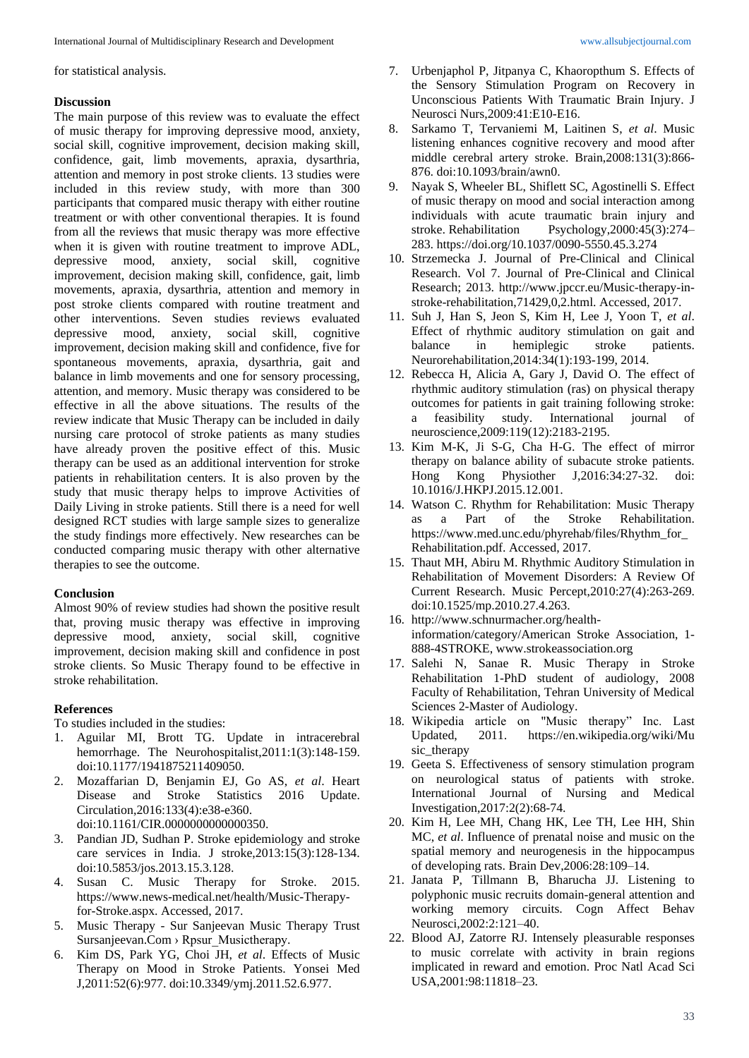for statistical analysis.

## Discussion

The main purpose of this review was to evaluate the effect of music therapy for improving depressive mood, anxiety, social skill, cognitive improvement, decision making skill, confidence, gait, limb movements, apraxia, dysarthria, attention and memory in post stroke clients. 13 studies were included in this review study, with more than 300 participants that compared music therapy with either routine treatment or with other conventional therapies. It is found from all the reviews that music therapy was more effective when it is given with routine treatment to improve ADL, depressive mood, anxiety, social skill, cognitive improvement, decision making skill, confidence, gait, limb movements, apraxia, dysarthria, attention and memory in post stroke clients compared with routine treatment and other interventions. Seven studies reviews evaluated depressive mood, anxiety, social skill, cognitive improvement, decision making skill and confidence, five for spontaneous movements, apraxia, dysarthria, gait and balance in limb movements and one for sensory processing, attention, and memory. Music therapy was considered to be effective in all the above situations. The results of the review indicate that Music Therapy can be included in daily nursing care protocol of stroke patients as many studies have already proven the positive effect of this. Music therapy can be used as an additional intervention for stroke patients in rehabilitation centers. It is also proven by the study that music therapy helps to improve Activities of Daily Living in stroke patients. Still there is a need for well designed RCT studies with large sample sizes to generalize the study findings more effectively. New researches can be conducted comparing music therapy with other alternative therapies to see the outcome.

## Conclusion

Almost 90% of review studies had shown the positive result that, proving music therapy was effective in improving depressive mood, anxiety, social skill, cognitive improvement, decision making skill and confidence in post stroke clients. So Music Therapy found to be effective in stroke rehabilitation.

## References

To studies included in the studies:

1. Aguilar MI, Brott TG. Update in intracerebral hemorrhage. The Neurohospitalist,2011:1(3):148-159. doi:10.1177/1941875211409050.
2. Mozaffarian D, Benjamin EJ, Go AS, *et al*. Heart Disease and Stroke Statistics 2016 Update. Circulation,2016:133(4):e38-e360. doi:10.1161/CIR.0000000000000350.
3. Pandian JD, Sudhan P. Stroke epidemiology and stroke care services in India. J stroke,2013:15(3):128-134. doi:10.5853/jos.2013.15.3.128.
4. Susan C. Music Therapy for Stroke. 2015. https://www.news-medical.net/health/Music-Therapy-for-Stroke.aspx. Accessed, 2017.
5. Music Therapy - Sur Sanjeevan Music Therapy Trust Sursanjeevan.Com › Rpsur_Musictherapy.
6. Kim DS, Park YG, Choi JH, *et al*. Effects of Music Therapy on Mood in Stroke Patients. Yonsei Med J,2011:52(6):977. doi:10.3349/ymj.2011.52.6.977.
7. Urbenjaphol P, Jitpanya C, Khaoropthum S. Effects of the Sensory Stimulation Program on Recovery in Unconscious Patients With Traumatic Brain Injury. J Neurosci Nurs,2009:41:E10-E16.
8. Sarkamo T, Tervaniemi M, Laitinen S, *et al*. Music listening enhances cognitive recovery and mood after middle cerebral artery stroke. Brain,2008:131(3):866-876. doi:10.1093/brain/awn0.
9. Nayak S, Wheeler BL, Shiflett SC, Agostinelli S. Effect of music therapy on mood and social interaction among individuals with acute traumatic brain injury and stroke. Rehabilitation Psychology,2000:45(3):274–283. https://doi.org/10.1037/0090-5550.45.3.274
10. Strzemecka J. Journal of Pre-Clinical and Clinical Research. Vol 7. Journal of Pre-Clinical and Clinical Research; 2013. http://www.jpccr.eu/Music-therapy-in-stroke-rehabilitation,71429,0,2.html. Accessed, 2017.
11. Suh J, Han S, Jeon S, Kim H, Lee J, Yoon T, *et al*. Effect of rhythmic auditory stimulation on gait and balance in hemiplegic stroke patients. Neurorehabilitation,2014:34(1):193-199, 2014.
12. Rebecca H, Alicia A, Gary J, David O. The effect of rhythmic auditory stimulation (ras) on physical therapy outcomes for patients in gait training following stroke: a feasibility study. International journal of neuroscience,2009:119(12):2183-2195.
13. Kim M-K, Ji S-G, Cha H-G. The effect of mirror therapy on balance ability of subacute stroke patients. Hong Kong Physiother J,2016:34:27-32. doi: 10.1016/J.HKPJ.2015.12.001.
14. Watson C. Rhythm for Rehabilitation: Music Therapy as a Part of the Stroke Rehabilitation. https://www.med.unc.edu/phyrehab/files/Rhythm_for_Rehabilitation.pdf. Accessed, 2017.
15. Thaut MH, Abiru M. Rhythmic Auditory Stimulation in Rehabilitation of Movement Disorders: A Review Of Current Research. Music Percept,2010:27(4):263-269. doi:10.1525/mp.2010.27.4.263.
16. http://www.schnurmacher.org/health-information/category/American Stroke Association, 1-888-4STROKE, www.strokeassociation.org
17. Salehi N, Sanae R. Music Therapy in Stroke Rehabilitation 1-PhD student of audiology, 2008 Faculty of Rehabilitation, Tehran University of Medical Sciences 2-Master of Audiology.
18. Wikipedia article on "Music therapy" Inc. Last Updated, 2011. https://en.wikipedia.org/wiki/Music_therapy
19. Geeta S. Effectiveness of sensory stimulation program on neurological status of patients with stroke. International Journal of Nursing and Medical Investigation,2017:2(2):68-74.
20. Kim H, Lee MH, Chang HK, Lee TH, Lee HH, Shin MC, *et al*. Influence of prenatal noise and music on the spatial memory and neurogenesis in the hippocampus of developing rats. Brain Dev,2006:28:109–14.
21. Janata P, Tillmann B, Bharucha JJ. Listening to polyphonic music recruits domain-general attention and working memory circuits. Cogn Affect Behav Neurosci,2002:2:121–40.
22. Blood AJ, Zatorre RJ. Intensely pleasurable responses to music correlate with activity in brain regions implicated in reward and emotion. Proc Natl Acad Sci USA,2001:98:11818–23.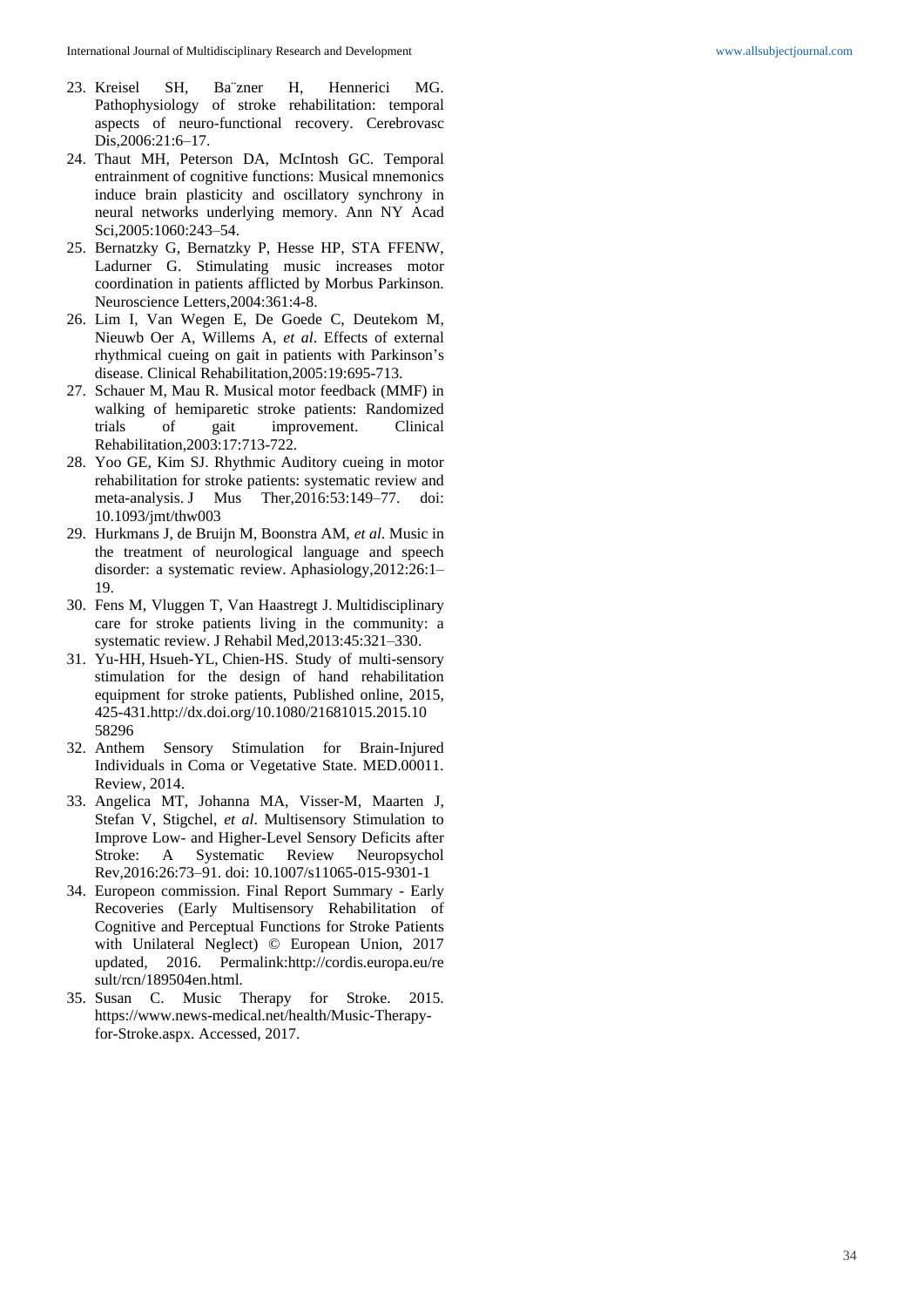23. Kreisel SH, Ba¨zner H, Hennerici MG. Pathophysiology of stroke rehabilitation: temporal aspects of neuro-functional recovery. Cerebrovasc Dis,2006:21:6–17.
24. Thaut MH, Peterson DA, McIntosh GC. Temporal entrainment of cognitive functions: Musical mnemonics induce brain plasticity and oscillatory synchrony in neural networks underlying memory. Ann NY Acad Sci,2005:1060:243–54.
25. Bernatzky G, Bernatzky P, Hesse HP, STA FFENW, Ladurner G. Stimulating music increases motor coordination in patients afflicted by Morbus Parkinson. Neuroscience Letters,2004:361:4-8.
26. Lim I, Van Wegen E, De Goede C, Deutekom M, Nieuwb Oer A, Willems A, *et al*. Effects of external rhythmical cueing on gait in patients with Parkinson's disease. Clinical Rehabilitation,2005:19:695-713.
27. Schauer M, Mau R. Musical motor feedback (MMF) in walking of hemiparetic stroke patients: Randomized trials of gait improvement. Clinical Rehabilitation,2003:17:713-722.
28. Yoo GE, Kim SJ. Rhythmic Auditory cueing in motor rehabilitation for stroke patients: systematic review and meta-analysis. J Mus Ther,2016:53:149–77. doi: 10.1093/jmt/thw003
29. Hurkmans J, de Bruijn M, Boonstra AM, *et al*. Music in the treatment of neurological language and speech disorder: a systematic review. Aphasiology,2012:26:1–19.
30. Fens M, Vluggen T, Van Haastregt J. Multidisciplinary care for stroke patients living in the community: a systematic review. J Rehabil Med,2013:45:321–330.
31. Yu-HH, Hsueh-YL, Chien-HS. Study of multi-sensory stimulation for the design of hand rehabilitation equipment for stroke patients, Published online, 2015, 425-431.http://dx.doi.org/10.1080/21681015.2015.10 58296
32. Anthem Sensory Stimulation for Brain-Injured Individuals in Coma or Vegetative State. MED.00011. Review, 2014.
33. Angelica MT, Johanna MA, Visser-M, Maarten J, Stefan V, Stigchel, *et al*. Multisensory Stimulation to Improve Low- and Higher-Level Sensory Deficits after Stroke: A Systematic Review Neuropsychol Rev,2016:26:73–91. doi: 10.1007/s11065-015-9301-1
34. Europeon commission. Final Report Summary - Early Recoveries (Early Multisensory Rehabilitation of Cognitive and Perceptual Functions for Stroke Patients with Unilateral Neglect) © European Union, 2017 updated, 2016. Permalink:http://cordis.europa.eu/result/rcn/189504en.html.
35. Susan C. Music Therapy for Stroke. 2015. https://www.news-medical.net/health/Music-Therapy-for-Stroke.aspx. Accessed, 2017.